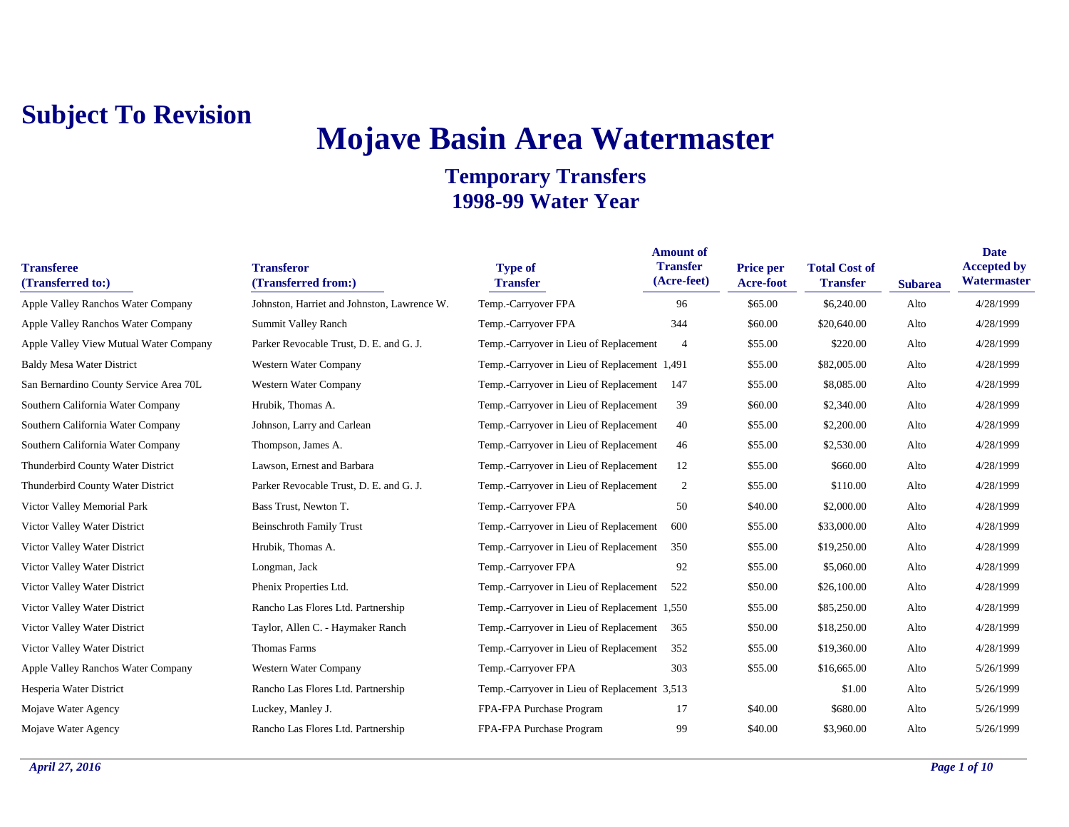**Subject To Revision**

# Mojave Basin Area Watermaster

## Temporary Transfers
## 1998-99 Water Year

| Transferee (Transferred to:) | Transferor (Transferred from:) | Type of Transfer | Amount of Transfer (Acre-feet) | Price per Acre-foot | Total Cost of Transfer | Subarea | Date Accepted by Watermaster |
|---|---|---|---|---|---|---|---|
| Apple Valley Ranchos Water Company | Johnston, Harriet and Johnston, Lawrence W. | Temp.-Carryover FPA | 96 | $65.00 | $6,240.00 | Alto | 4/28/1999 |
| Apple Valley Ranchos Water Company | Summit Valley Ranch | Temp.-Carryover FPA | 344 | $60.00 | $20,640.00 | Alto | 4/28/1999 |
| Apple Valley View Mutual Water Company | Parker Revocable Trust, D. E. and G. J. | Temp.-Carryover in Lieu of Replacement | 4 | $55.00 | $220.00 | Alto | 4/28/1999 |
| Baldy Mesa Water District | Western Water Company | Temp.-Carryover in Lieu of Replacement | 1,491 | $55.00 | $82,005.00 | Alto | 4/28/1999 |
| San Bernardino County Service Area 70L | Western Water Company | Temp.-Carryover in Lieu of Replacement | 147 | $55.00 | $8,085.00 | Alto | 4/28/1999 |
| Southern California Water Company | Hrubik, Thomas A. | Temp.-Carryover in Lieu of Replacement | 39 | $60.00 | $2,340.00 | Alto | 4/28/1999 |
| Southern California Water Company | Johnson, Larry and Carlean | Temp.-Carryover in Lieu of Replacement | 40 | $55.00 | $2,200.00 | Alto | 4/28/1999 |
| Southern California Water Company | Thompson, James A. | Temp.-Carryover in Lieu of Replacement | 46 | $55.00 | $2,530.00 | Alto | 4/28/1999 |
| Thunderbird County Water District | Lawson, Ernest and Barbara | Temp.-Carryover in Lieu of Replacement | 12 | $55.00 | $660.00 | Alto | 4/28/1999 |
| Thunderbird County Water District | Parker Revocable Trust, D. E. and G. J. | Temp.-Carryover in Lieu of Replacement | 2 | $55.00 | $110.00 | Alto | 4/28/1999 |
| Victor Valley Memorial Park | Bass Trust, Newton T. | Temp.-Carryover FPA | 50 | $40.00 | $2,000.00 | Alto | 4/28/1999 |
| Victor Valley Water District | Beinschroth Family Trust | Temp.-Carryover in Lieu of Replacement | 600 | $55.00 | $33,000.00 | Alto | 4/28/1999 |
| Victor Valley Water District | Hrubik, Thomas A. | Temp.-Carryover in Lieu of Replacement | 350 | $55.00 | $19,250.00 | Alto | 4/28/1999 |
| Victor Valley Water District | Longman, Jack | Temp.-Carryover FPA | 92 | $55.00 | $5,060.00 | Alto | 4/28/1999 |
| Victor Valley Water District | Phenix Properties Ltd. | Temp.-Carryover in Lieu of Replacement | 522 | $50.00 | $26,100.00 | Alto | 4/28/1999 |
| Victor Valley Water District | Rancho Las Flores Ltd. Partnership | Temp.-Carryover in Lieu of Replacement | 1,550 | $55.00 | $85,250.00 | Alto | 4/28/1999 |
| Victor Valley Water District | Taylor, Allen C. - Haymaker Ranch | Temp.-Carryover in Lieu of Replacement | 365 | $50.00 | $18,250.00 | Alto | 4/28/1999 |
| Victor Valley Water District | Thomas Farms | Temp.-Carryover in Lieu of Replacement | 352 | $55.00 | $19,360.00 | Alto | 4/28/1999 |
| Apple Valley Ranchos Water Company | Western Water Company | Temp.-Carryover FPA | 303 | $55.00 | $16,665.00 | Alto | 5/26/1999 |
| Hesperia Water District | Rancho Las Flores Ltd. Partnership | Temp.-Carryover in Lieu of Replacement | 3,513 | | $1.00 | Alto | 5/26/1999 |
| Mojave Water Agency | Luckey, Manley J. | FPA-FPA Purchase Program | 17 | $40.00 | $680.00 | Alto | 5/26/1999 |
| Mojave Water Agency | Rancho Las Flores Ltd. Partnership | FPA-FPA Purchase Program | 99 | $40.00 | $3,960.00 | Alto | 5/26/1999 |

*April 27, 2016*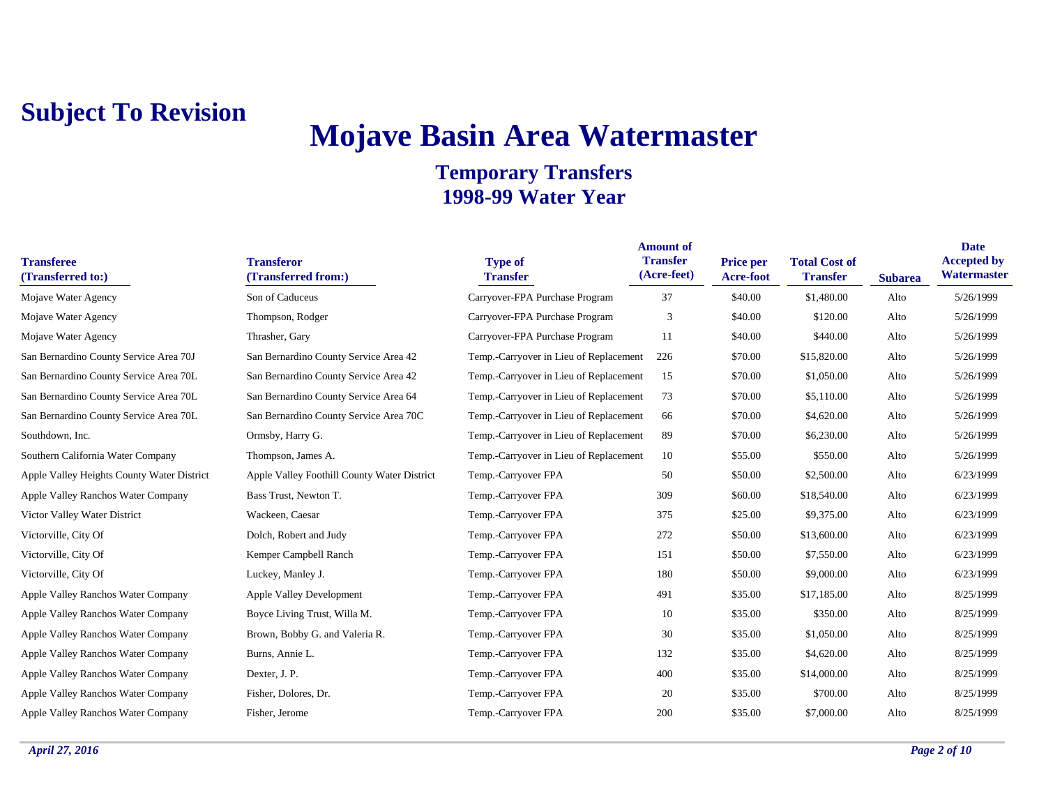**Subject To Revision**

# Mojave Basin Area Watermaster

## Temporary Transfers
## 1998-99 Water Year

| Transferee (Transferred to:) | Transferor (Transferred from:) | Type of Transfer | Amount of Transfer (Acre-feet) | Price per Acre-foot | Total Cost of Transfer | Subarea | Date Accepted by Watermaster |
|---|---|---|---|---|---|---|---|
| Mojave Water Agency | Son of Caduceus | Carryover-FPA Purchase Program | 37 | $40.00 | $1,480.00 | Alto | 5/26/1999 |
| Mojave Water Agency | Thompson, Rodger | Carryover-FPA Purchase Program | 3 | $40.00 | $120.00 | Alto | 5/26/1999 |
| Mojave Water Agency | Thrasher, Gary | Carryover-FPA Purchase Program | 11 | $40.00 | $440.00 | Alto | 5/26/1999 |
| San Bernardino County Service Area 70J | San Bernardino County Service Area 42 | Temp.-Carryover in Lieu of Replacement | 226 | $70.00 | $15,820.00 | Alto | 5/26/1999 |
| San Bernardino County Service Area 70L | San Bernardino County Service Area 42 | Temp.-Carryover in Lieu of Replacement | 15 | $70.00 | $1,050.00 | Alto | 5/26/1999 |
| San Bernardino County Service Area 70L | San Bernardino County Service Area 64 | Temp.-Carryover in Lieu of Replacement | 73 | $70.00 | $5,110.00 | Alto | 5/26/1999 |
| San Bernardino County Service Area 70L | San Bernardino County Service Area 70C | Temp.-Carryover in Lieu of Replacement | 66 | $70.00 | $4,620.00 | Alto | 5/26/1999 |
| Southdown, Inc. | Ormsby, Harry G. | Temp.-Carryover in Lieu of Replacement | 89 | $70.00 | $6,230.00 | Alto | 5/26/1999 |
| Southern California Water Company | Thompson, James A. | Temp.-Carryover in Lieu of Replacement | 10 | $55.00 | $550.00 | Alto | 5/26/1999 |
| Apple Valley Heights County Water District | Apple Valley Foothill County Water District | Temp.-Carryover FPA | 50 | $50.00 | $2,500.00 | Alto | 6/23/1999 |
| Apple Valley Ranchos Water Company | Bass Trust, Newton T. | Temp.-Carryover FPA | 309 | $60.00 | $18,540.00 | Alto | 6/23/1999 |
| Victor Valley Water District | Wackeen, Caesar | Temp.-Carryover FPA | 375 | $25.00 | $9,375.00 | Alto | 6/23/1999 |
| Victorville, City Of | Dolch, Robert and Judy | Temp.-Carryover FPA | 272 | $50.00 | $13,600.00 | Alto | 6/23/1999 |
| Victorville, City Of | Kemper Campbell Ranch | Temp.-Carryover FPA | 151 | $50.00 | $7,550.00 | Alto | 6/23/1999 |
| Victorville, City Of | Luckey, Manley J. | Temp.-Carryover FPA | 180 | $50.00 | $9,000.00 | Alto | 6/23/1999 |
| Apple Valley Ranchos Water Company | Apple Valley Development | Temp.-Carryover FPA | 491 | $35.00 | $17,185.00 | Alto | 8/25/1999 |
| Apple Valley Ranchos Water Company | Boyce Living Trust, Willa M. | Temp.-Carryover FPA | 10 | $35.00 | $350.00 | Alto | 8/25/1999 |
| Apple Valley Ranchos Water Company | Brown, Bobby G. and Valeria R. | Temp.-Carryover FPA | 30 | $35.00 | $1,050.00 | Alto | 8/25/1999 |
| Apple Valley Ranchos Water Company | Burns, Annie L. | Temp.-Carryover FPA | 132 | $35.00 | $4,620.00 | Alto | 8/25/1999 |
| Apple Valley Ranchos Water Company | Dexter, J. P. | Temp.-Carryover FPA | 400 | $35.00 | $14,000.00 | Alto | 8/25/1999 |
| Apple Valley Ranchos Water Company | Fisher, Dolores, Dr. | Temp.-Carryover FPA | 20 | $35.00 | $700.00 | Alto | 8/25/1999 |
| Apple Valley Ranchos Water Company | Fisher, Jerome | Temp.-Carryover FPA | 200 | $35.00 | $7,000.00 | Alto | 8/25/1999 |

*April 27, 2016*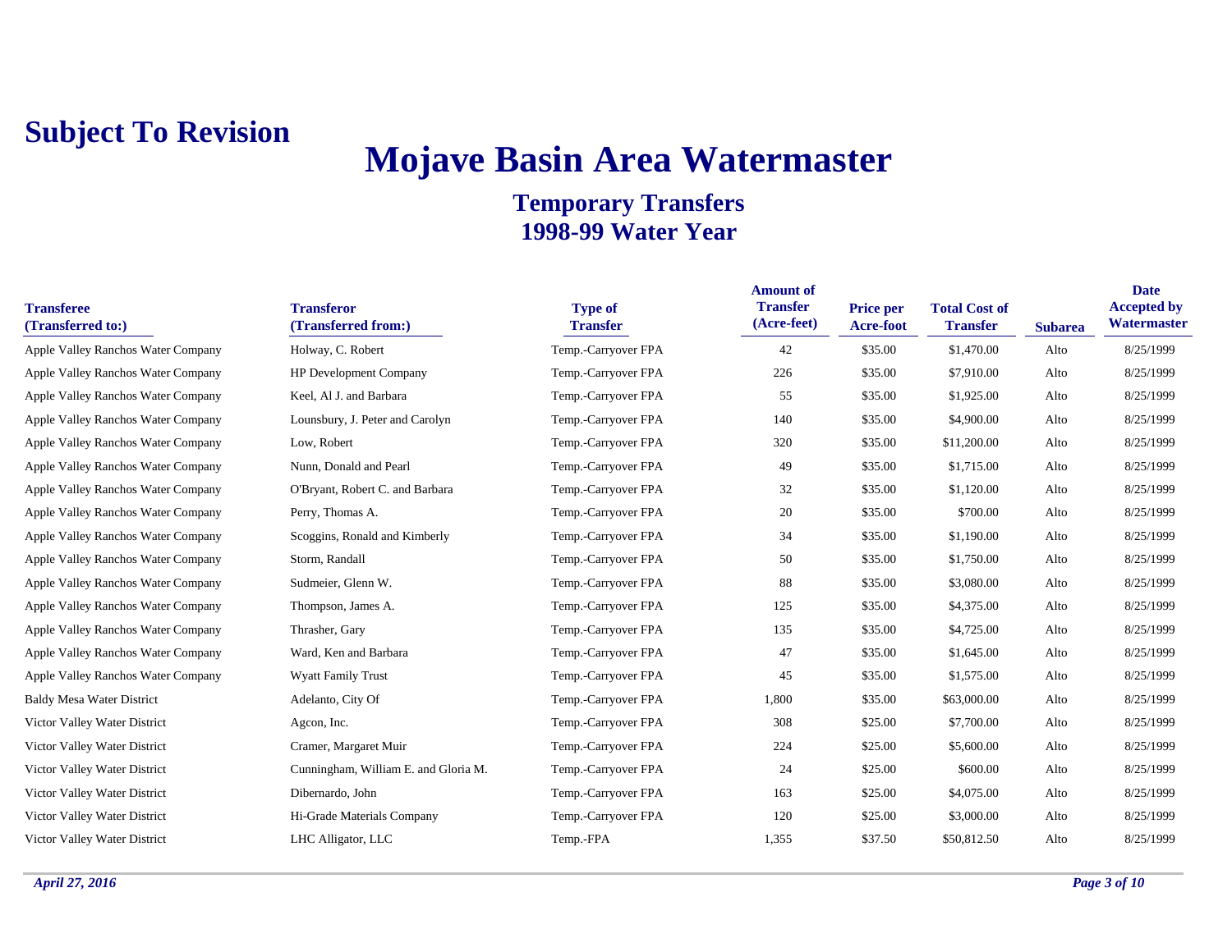**Subject To Revision**

# Mojave Basin Area Watermaster

## Temporary Transfers
## 1998-99 Water Year

| Transferee (Transferred to:) | Transferor (Transferred from:) | Type of Transfer | Amount of Transfer (Acre-feet) | Price per Acre-foot | Total Cost of Transfer | Subarea | Date Accepted by Watermaster |
|---|---|---|---|---|---|---|---|
| Apple Valley Ranchos Water Company | Holway, C. Robert | Temp.-Carryover FPA | 42 | $35.00 | $1,470.00 | Alto | 8/25/1999 |
| Apple Valley Ranchos Water Company | HP Development Company | Temp.-Carryover FPA | 226 | $35.00 | $7,910.00 | Alto | 8/25/1999 |
| Apple Valley Ranchos Water Company | Keel, Al J. and Barbara | Temp.-Carryover FPA | 55 | $35.00 | $1,925.00 | Alto | 8/25/1999 |
| Apple Valley Ranchos Water Company | Lounsbury, J. Peter and Carolyn | Temp.-Carryover FPA | 140 | $35.00 | $4,900.00 | Alto | 8/25/1999 |
| Apple Valley Ranchos Water Company | Low, Robert | Temp.-Carryover FPA | 320 | $35.00 | $11,200.00 | Alto | 8/25/1999 |
| Apple Valley Ranchos Water Company | Nunn, Donald and Pearl | Temp.-Carryover FPA | 49 | $35.00 | $1,715.00 | Alto | 8/25/1999 |
| Apple Valley Ranchos Water Company | O'Bryant, Robert C. and Barbara | Temp.-Carryover FPA | 32 | $35.00 | $1,120.00 | Alto | 8/25/1999 |
| Apple Valley Ranchos Water Company | Perry, Thomas A. | Temp.-Carryover FPA | 20 | $35.00 | $700.00 | Alto | 8/25/1999 |
| Apple Valley Ranchos Water Company | Scoggins, Ronald and Kimberly | Temp.-Carryover FPA | 34 | $35.00 | $1,190.00 | Alto | 8/25/1999 |
| Apple Valley Ranchos Water Company | Storm, Randall | Temp.-Carryover FPA | 50 | $35.00 | $1,750.00 | Alto | 8/25/1999 |
| Apple Valley Ranchos Water Company | Sudmeier, Glenn W. | Temp.-Carryover FPA | 88 | $35.00 | $3,080.00 | Alto | 8/25/1999 |
| Apple Valley Ranchos Water Company | Thompson, James A. | Temp.-Carryover FPA | 125 | $35.00 | $4,375.00 | Alto | 8/25/1999 |
| Apple Valley Ranchos Water Company | Thrasher, Gary | Temp.-Carryover FPA | 135 | $35.00 | $4,725.00 | Alto | 8/25/1999 |
| Apple Valley Ranchos Water Company | Ward, Ken and Barbara | Temp.-Carryover FPA | 47 | $35.00 | $1,645.00 | Alto | 8/25/1999 |
| Apple Valley Ranchos Water Company | Wyatt Family Trust | Temp.-Carryover FPA | 45 | $35.00 | $1,575.00 | Alto | 8/25/1999 |
| Baldy Mesa Water District | Adelanto, City Of | Temp.-Carryover FPA | 1,800 | $35.00 | $63,000.00 | Alto | 8/25/1999 |
| Victor Valley Water District | Agcon, Inc. | Temp.-Carryover FPA | 308 | $25.00 | $7,700.00 | Alto | 8/25/1999 |
| Victor Valley Water District | Cramer, Margaret Muir | Temp.-Carryover FPA | 224 | $25.00 | $5,600.00 | Alto | 8/25/1999 |
| Victor Valley Water District | Cunningham, William E. and Gloria M. | Temp.-Carryover FPA | 24 | $25.00 | $600.00 | Alto | 8/25/1999 |
| Victor Valley Water District | Dibernardo, John | Temp.-Carryover FPA | 163 | $25.00 | $4,075.00 | Alto | 8/25/1999 |
| Victor Valley Water District | Hi-Grade Materials Company | Temp.-Carryover FPA | 120 | $25.00 | $3,000.00 | Alto | 8/25/1999 |
| Victor Valley Water District | LHC Alligator, LLC | Temp.-FPA | 1,355 | $37.50 | $50,812.50 | Alto | 8/25/1999 |

*April 27, 2016*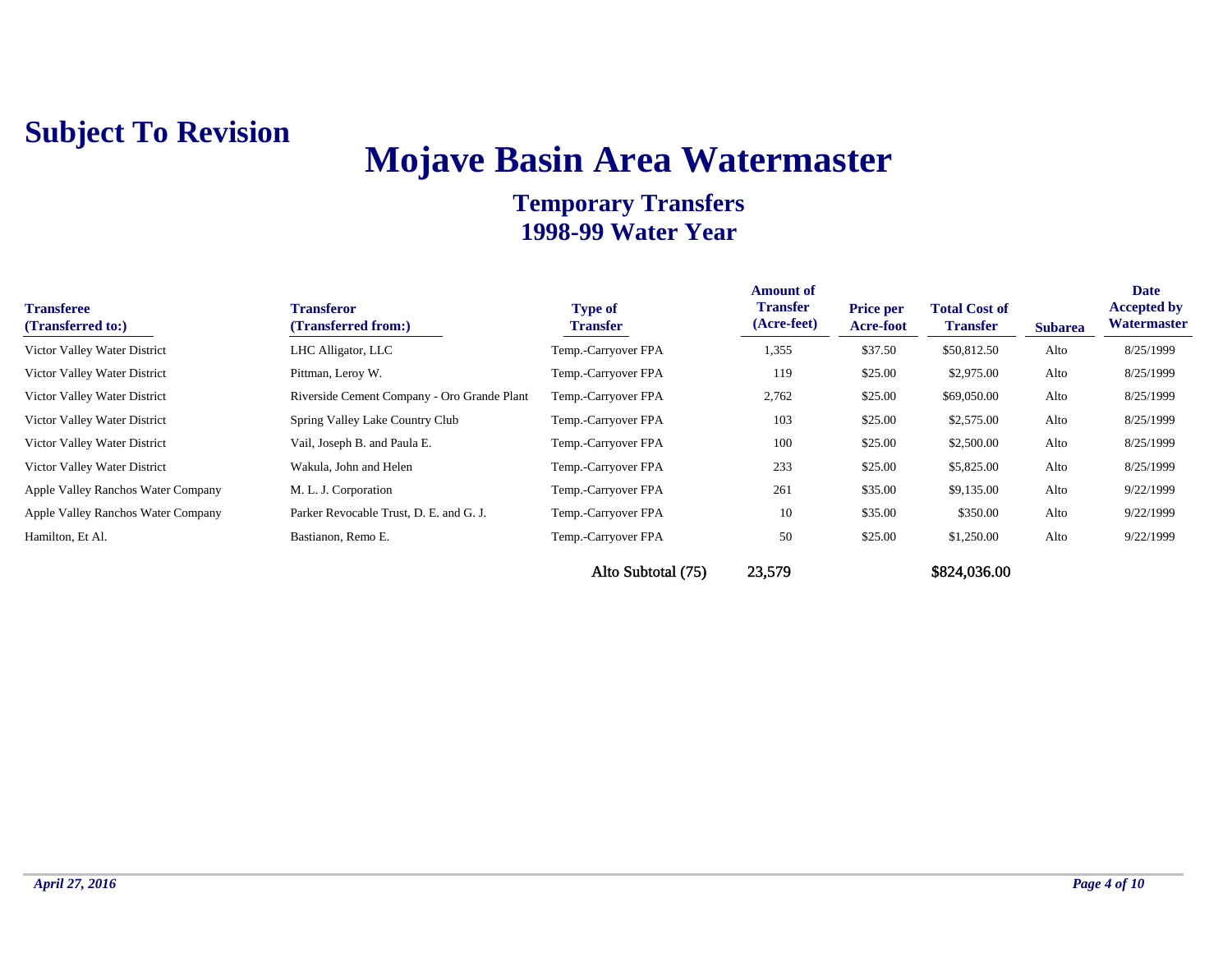**Subject To Revision**

# Mojave Basin Area Watermaster

## Temporary Transfers
## 1998-99 Water Year

| Transferee (Transferred to:) | Transferor (Transferred from:) | Type of Transfer | Amount of Transfer (Acre-feet) | Price per Acre-foot | Total Cost of Transfer | Subarea | Date Accepted by Watermaster |
|---|---|---|---|---|---|---|---|
| Victor Valley Water District | LHC Alligator, LLC | Temp.-Carryover FPA | 1,355 | $37.50 | $50,812.50 | Alto | 8/25/1999 |
| Victor Valley Water District | Pittman, Leroy W. | Temp.-Carryover FPA | 119 | $25.00 | $2,975.00 | Alto | 8/25/1999 |
| Victor Valley Water District | Riverside Cement Company - Oro Grande Plant | Temp.-Carryover FPA | 2,762 | $25.00 | $69,050.00 | Alto | 8/25/1999 |
| Victor Valley Water District | Spring Valley Lake Country Club | Temp.-Carryover FPA | 103 | $25.00 | $2,575.00 | Alto | 8/25/1999 |
| Victor Valley Water District | Vail, Joseph B. and Paula E. | Temp.-Carryover FPA | 100 | $25.00 | $2,500.00 | Alto | 8/25/1999 |
| Victor Valley Water District | Wakula, John and Helen | Temp.-Carryover FPA | 233 | $25.00 | $5,825.00 | Alto | 8/25/1999 |
| Apple Valley Ranchos Water Company | M. L. J. Corporation | Temp.-Carryover FPA | 261 | $35.00 | $9,135.00 | Alto | 9/22/1999 |
| Apple Valley Ranchos Water Company | Parker Revocable Trust, D. E. and G. J. | Temp.-Carryover FPA | 10 | $35.00 | $350.00 | Alto | 9/22/1999 |
| Hamilton, Et Al. | Bastianon, Remo E. | Temp.-Carryover FPA | 50 | $25.00 | $1,250.00 | Alto | 9/22/1999 |
| | | Alto Subtotal (75) | 23,579 | | $824,036.00 | | |

*April 27, 2016*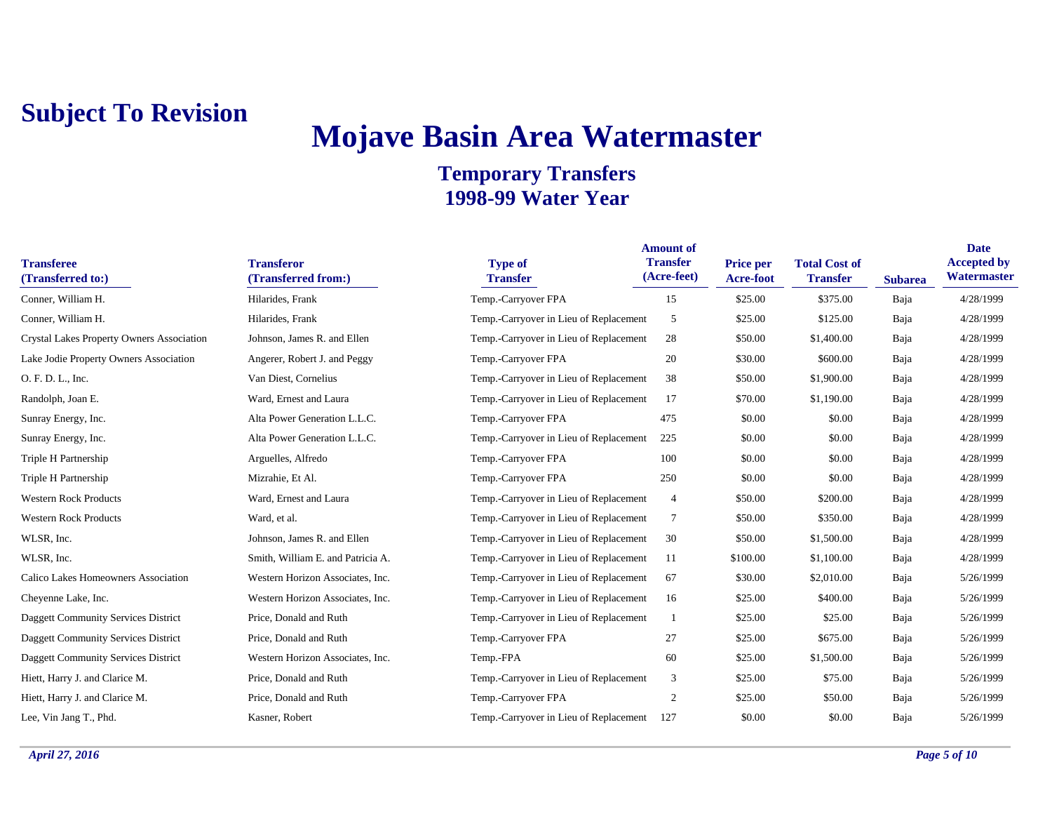**Subject To Revision**

# Mojave Basin Area Watermaster

## Temporary Transfers
## 1998-99 Water Year

| Transferee (Transferred to:) | Transferor (Transferred from:) | Type of Transfer | Amount of Transfer (Acre-feet) | Price per Acre-foot | Total Cost of Transfer | Subarea | Date Accepted by Watermaster |
|---|---|---|---|---|---|---|---|
| Conner, William H. | Hilarides, Frank | Temp.-Carryover FPA | 15 | $25.00 | $375.00 | Baja | 4/28/1999 |
| Conner, William H. | Hilarides, Frank | Temp.-Carryover in Lieu of Replacement | 5 | $25.00 | $125.00 | Baja | 4/28/1999 |
| Crystal Lakes Property Owners Association | Johnson, James R. and Ellen | Temp.-Carryover in Lieu of Replacement | 28 | $50.00 | $1,400.00 | Baja | 4/28/1999 |
| Lake Jodie Property Owners Association | Angerer, Robert J. and Peggy | Temp.-Carryover FPA | 20 | $30.00 | $600.00 | Baja | 4/28/1999 |
| O. F. D. L., Inc. | Van Diest, Cornelius | Temp.-Carryover in Lieu of Replacement | 38 | $50.00 | $1,900.00 | Baja | 4/28/1999 |
| Randolph, Joan E. | Ward, Ernest and Laura | Temp.-Carryover in Lieu of Replacement | 17 | $70.00 | $1,190.00 | Baja | 4/28/1999 |
| Sunray Energy, Inc. | Alta Power Generation L.L.C. | Temp.-Carryover FPA | 475 | $0.00 | $0.00 | Baja | 4/28/1999 |
| Sunray Energy, Inc. | Alta Power Generation L.L.C. | Temp.-Carryover in Lieu of Replacement | 225 | $0.00 | $0.00 | Baja | 4/28/1999 |
| Triple H Partnership | Arguelles, Alfredo | Temp.-Carryover FPA | 100 | $0.00 | $0.00 | Baja | 4/28/1999 |
| Triple H Partnership | Mizrahie, Et Al. | Temp.-Carryover FPA | 250 | $0.00 | $0.00 | Baja | 4/28/1999 |
| Western Rock Products | Ward, Ernest and Laura | Temp.-Carryover in Lieu of Replacement | 4 | $50.00 | $200.00 | Baja | 4/28/1999 |
| Western Rock Products | Ward, et al. | Temp.-Carryover in Lieu of Replacement | 7 | $50.00 | $350.00 | Baja | 4/28/1999 |
| WLSR, Inc. | Johnson, James R. and Ellen | Temp.-Carryover in Lieu of Replacement | 30 | $50.00 | $1,500.00 | Baja | 4/28/1999 |
| WLSR, Inc. | Smith, William E. and Patricia A. | Temp.-Carryover in Lieu of Replacement | 11 | $100.00 | $1,100.00 | Baja | 4/28/1999 |
| Calico Lakes Homeowners Association | Western Horizon Associates, Inc. | Temp.-Carryover in Lieu of Replacement | 67 | $30.00 | $2,010.00 | Baja | 5/26/1999 |
| Cheyenne Lake, Inc. | Western Horizon Associates, Inc. | Temp.-Carryover in Lieu of Replacement | 16 | $25.00 | $400.00 | Baja | 5/26/1999 |
| Daggett Community Services District | Price, Donald and Ruth | Temp.-Carryover in Lieu of Replacement | 1 | $25.00 | $25.00 | Baja | 5/26/1999 |
| Daggett Community Services District | Price, Donald and Ruth | Temp.-Carryover FPA | 27 | $25.00 | $675.00 | Baja | 5/26/1999 |
| Daggett Community Services District | Western Horizon Associates, Inc. | Temp.-FPA | 60 | $25.00 | $1,500.00 | Baja | 5/26/1999 |
| Hiett, Harry J. and Clarice M. | Price, Donald and Ruth | Temp.-Carryover in Lieu of Replacement | 3 | $25.00 | $75.00 | Baja | 5/26/1999 |
| Hiett, Harry J. and Clarice M. | Price, Donald and Ruth | Temp.-Carryover FPA | 2 | $25.00 | $50.00 | Baja | 5/26/1999 |
| Lee, Vin Jang T., Phd. | Kasner, Robert | Temp.-Carryover in Lieu of Replacement | 127 | $0.00 | $0.00 | Baja | 5/26/1999 |

*April 27, 2016*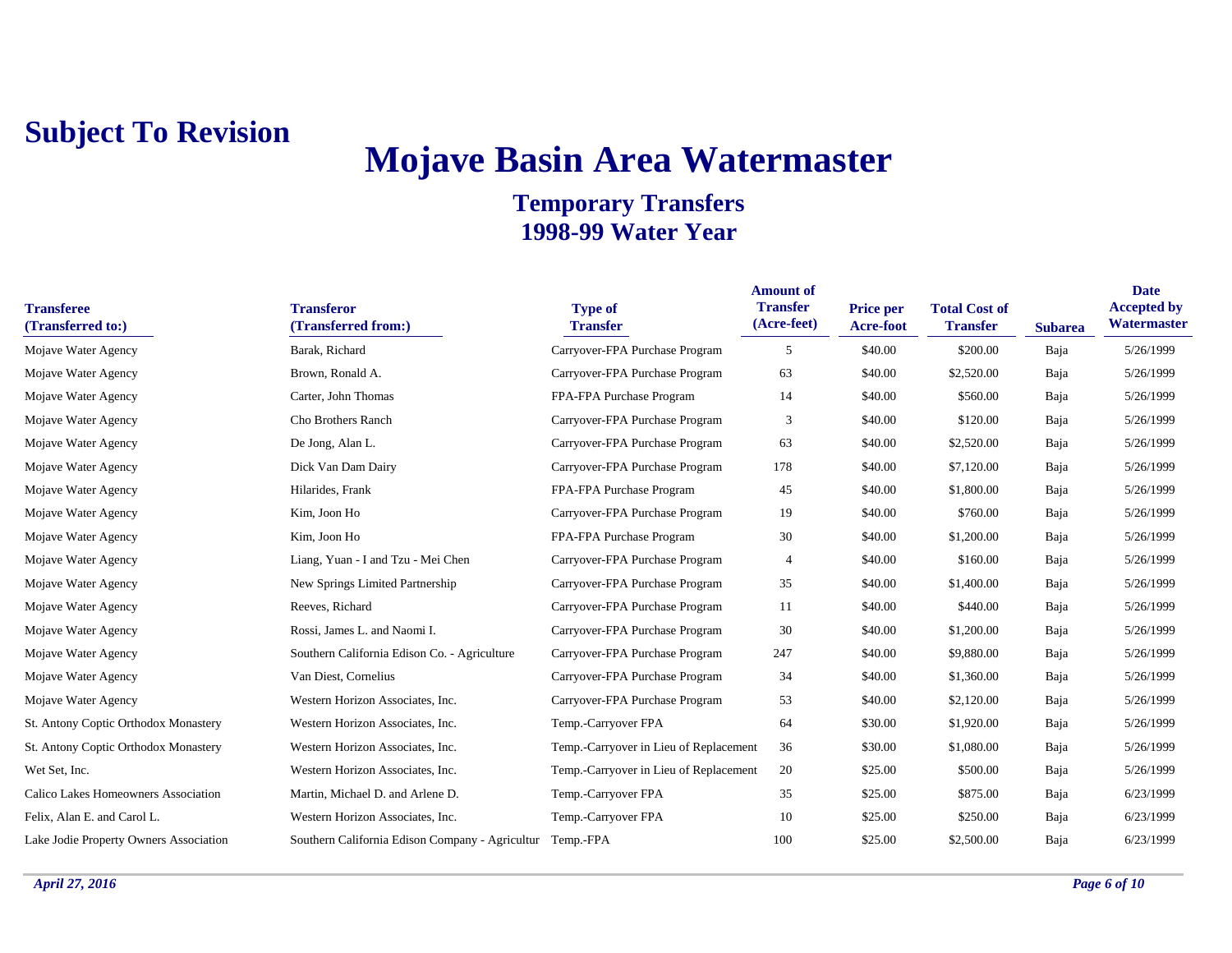**Subject To Revision**

# Mojave Basin Area Watermaster

## Temporary Transfers
## 1998-99 Water Year

| Transferee (Transferred to:) | Transferor (Transferred from:) | Type of Transfer | Amount of Transfer (Acre-feet) | Price per Acre-foot | Total Cost of Transfer | Subarea | Date Accepted by Watermaster |
|---|---|---|---|---|---|---|---|
| Mojave Water Agency | Barak, Richard | Carryover-FPA Purchase Program | 5 | $40.00 | $200.00 | Baja | 5/26/1999 |
| Mojave Water Agency | Brown, Ronald A. | Carryover-FPA Purchase Program | 63 | $40.00 | $2,520.00 | Baja | 5/26/1999 |
| Mojave Water Agency | Carter, John Thomas | FPA-FPA Purchase Program | 14 | $40.00 | $560.00 | Baja | 5/26/1999 |
| Mojave Water Agency | Cho Brothers Ranch | Carryover-FPA Purchase Program | 3 | $40.00 | $120.00 | Baja | 5/26/1999 |
| Mojave Water Agency | De Jong, Alan L. | Carryover-FPA Purchase Program | 63 | $40.00 | $2,520.00 | Baja | 5/26/1999 |
| Mojave Water Agency | Dick Van Dam Dairy | Carryover-FPA Purchase Program | 178 | $40.00 | $7,120.00 | Baja | 5/26/1999 |
| Mojave Water Agency | Hilarides, Frank | FPA-FPA Purchase Program | 45 | $40.00 | $1,800.00 | Baja | 5/26/1999 |
| Mojave Water Agency | Kim, Joon Ho | Carryover-FPA Purchase Program | 19 | $40.00 | $760.00 | Baja | 5/26/1999 |
| Mojave Water Agency | Kim, Joon Ho | FPA-FPA Purchase Program | 30 | $40.00 | $1,200.00 | Baja | 5/26/1999 |
| Mojave Water Agency | Liang, Yuan - I and Tzu - Mei Chen | Carryover-FPA Purchase Program | 4 | $40.00 | $160.00 | Baja | 5/26/1999 |
| Mojave Water Agency | New Springs Limited Partnership | Carryover-FPA Purchase Program | 35 | $40.00 | $1,400.00 | Baja | 5/26/1999 |
| Mojave Water Agency | Reeves, Richard | Carryover-FPA Purchase Program | 11 | $40.00 | $440.00 | Baja | 5/26/1999 |
| Mojave Water Agency | Rossi, James L. and Naomi I. | Carryover-FPA Purchase Program | 30 | $40.00 | $1,200.00 | Baja | 5/26/1999 |
| Mojave Water Agency | Southern California Edison Co. - Agriculture | Carryover-FPA Purchase Program | 247 | $40.00 | $9,880.00 | Baja | 5/26/1999 |
| Mojave Water Agency | Van Diest, Cornelius | Carryover-FPA Purchase Program | 34 | $40.00 | $1,360.00 | Baja | 5/26/1999 |
| Mojave Water Agency | Western Horizon Associates, Inc. | Carryover-FPA Purchase Program | 53 | $40.00 | $2,120.00 | Baja | 5/26/1999 |
| St. Antony Coptic Orthodox Monastery | Western Horizon Associates, Inc. | Temp.-Carryover FPA | 64 | $30.00 | $1,920.00 | Baja | 5/26/1999 |
| St. Antony Coptic Orthodox Monastery | Western Horizon Associates, Inc. | Temp.-Carryover in Lieu of Replacement | 36 | $30.00 | $1,080.00 | Baja | 5/26/1999 |
| Wet Set, Inc. | Western Horizon Associates, Inc. | Temp.-Carryover in Lieu of Replacement | 20 | $25.00 | $500.00 | Baja | 5/26/1999 |
| Calico Lakes Homeowners Association | Martin, Michael D. and Arlene D. | Temp.-Carryover FPA | 35 | $25.00 | $875.00 | Baja | 6/23/1999 |
| Felix, Alan E. and Carol L. | Western Horizon Associates, Inc. | Temp.-Carryover FPA | 10 | $25.00 | $250.00 | Baja | 6/23/1999 |
| Lake Jodie Property Owners Association | Southern California Edison Company - Agricultur | Temp.-FPA | 100 | $25.00 | $2,500.00 | Baja | 6/23/1999 |

*April 27, 2016*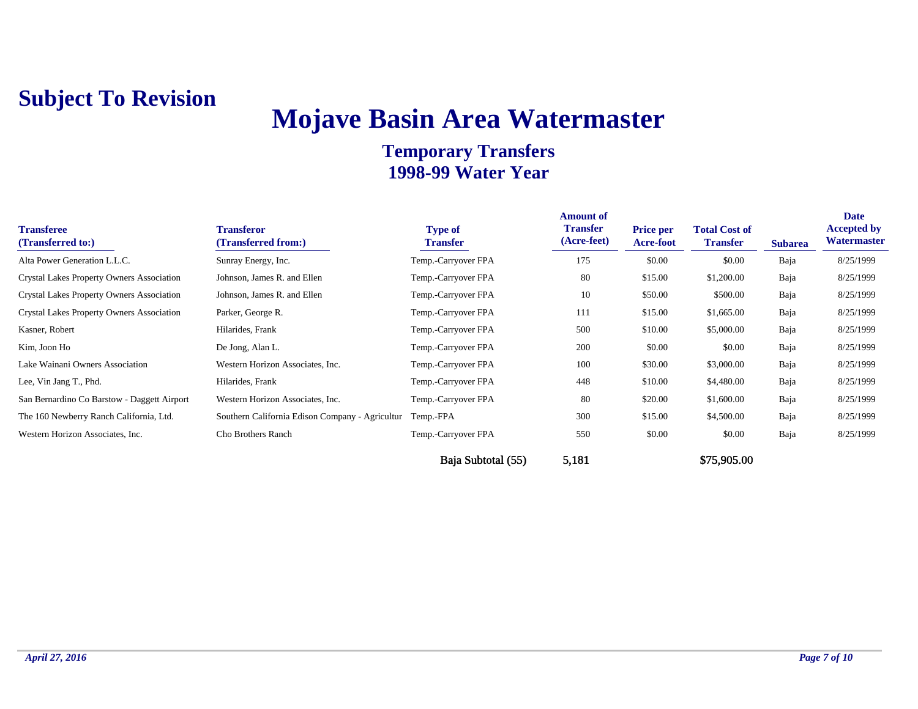**Subject To Revision**

# Mojave Basin Area Watermaster

## Temporary Transfers
## 1998-99 Water Year

| Transferee (Transferred to:) | Transferor (Transferred from:) | Type of Transfer | Amount of Transfer (Acre-feet) | Price per Acre-foot | Total Cost of Transfer | Subarea | Date Accepted by Watermaster |
|---|---|---|---|---|---|---|---|
| Alta Power Generation L.L.C. | Sunray Energy, Inc. | Temp.-Carryover FPA | 175 | $0.00 | $0.00 | Baja | 8/25/1999 |
| Crystal Lakes Property Owners Association | Johnson, James R. and Ellen | Temp.-Carryover FPA | 80 | $15.00 | $1,200.00 | Baja | 8/25/1999 |
| Crystal Lakes Property Owners Association | Johnson, James R. and Ellen | Temp.-Carryover FPA | 10 | $50.00 | $500.00 | Baja | 8/25/1999 |
| Crystal Lakes Property Owners Association | Parker, George R. | Temp.-Carryover FPA | 111 | $15.00 | $1,665.00 | Baja | 8/25/1999 |
| Kasner, Robert | Hilarides, Frank | Temp.-Carryover FPA | 500 | $10.00 | $5,000.00 | Baja | 8/25/1999 |
| Kim, Joon Ho | De Jong, Alan L. | Temp.-Carryover FPA | 200 | $0.00 | $0.00 | Baja | 8/25/1999 |
| Lake Wainani Owners Association | Western Horizon Associates, Inc. | Temp.-Carryover FPA | 100 | $30.00 | $3,000.00 | Baja | 8/25/1999 |
| Lee, Vin Jang T., Phd. | Hilarides, Frank | Temp.-Carryover FPA | 448 | $10.00 | $4,480.00 | Baja | 8/25/1999 |
| San Bernardino Co Barstow - Daggett Airport | Western Horizon Associates, Inc. | Temp.-Carryover FPA | 80 | $20.00 | $1,600.00 | Baja | 8/25/1999 |
| The 160 Newberry Ranch California, Ltd. | Southern California Edison Company - Agricultur | Temp.-FPA | 300 | $15.00 | $4,500.00 | Baja | 8/25/1999 |
| Western Horizon Associates, Inc. | Cho Brothers Ranch | Temp.-Carryover FPA | 550 | $0.00 | $0.00 | Baja | 8/25/1999 |
| | | Baja Subtotal (55) | 5,181 | | $75,905.00 | | |

*April 27, 2016*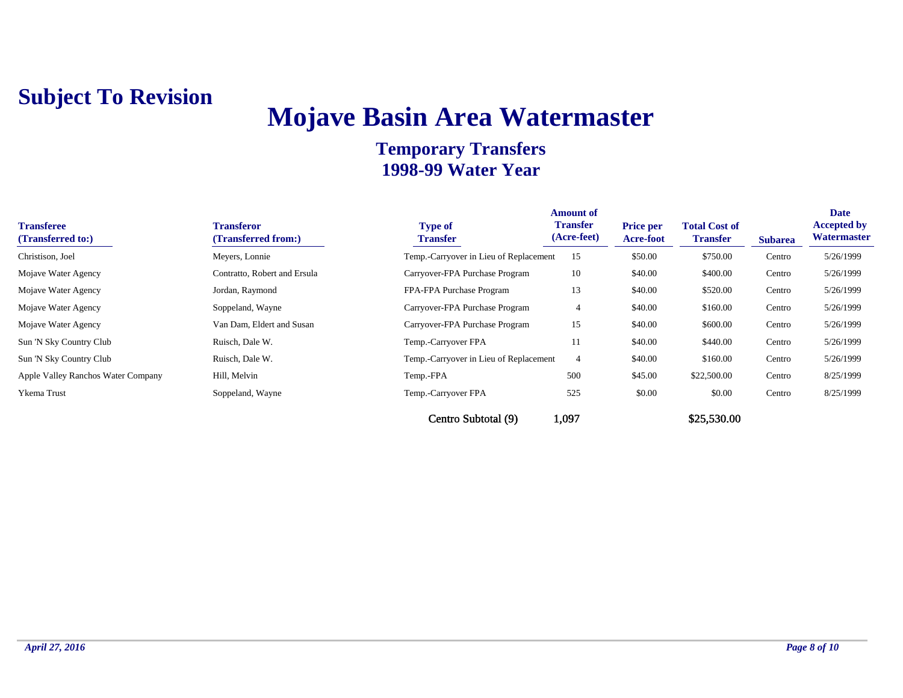**Subject To Revision**

# Mojave Basin Area Watermaster

## Temporary Transfers
## 1998-99 Water Year

| Transferee (Transferred to:) | Transferor (Transferred from:) | Type of Transfer | Amount of Transfer (Acre-feet) | Price per Acre-foot | Total Cost of Transfer | Subarea | Date Accepted by Watermaster |
|---|---|---|---|---|---|---|---|
| Christison, Joel | Meyers, Lonnie | Temp.-Carryover in Lieu of Replacement | 15 | $50.00 | $750.00 | Centro | 5/26/1999 |
| Mojave Water Agency | Contratto, Robert and Ersula | Carryover-FPA Purchase Program | 10 | $40.00 | $400.00 | Centro | 5/26/1999 |
| Mojave Water Agency | Jordan, Raymond | FPA-FPA Purchase Program | 13 | $40.00 | $520.00 | Centro | 5/26/1999 |
| Mojave Water Agency | Soppeland, Wayne | Carryover-FPA Purchase Program | 4 | $40.00 | $160.00 | Centro | 5/26/1999 |
| Mojave Water Agency | Van Dam, Eldert and Susan | Carryover-FPA Purchase Program | 15 | $40.00 | $600.00 | Centro | 5/26/1999 |
| Sun 'N Sky Country Club | Ruisch, Dale W. | Temp.-Carryover FPA | 11 | $40.00 | $440.00 | Centro | 5/26/1999 |
| Sun 'N Sky Country Club | Ruisch, Dale W. | Temp.-Carryover in Lieu of Replacement | 4 | $40.00 | $160.00 | Centro | 5/26/1999 |
| Apple Valley Ranchos Water Company | Hill, Melvin | Temp.-FPA | 500 | $45.00 | $22,500.00 | Centro | 8/25/1999 |
| Ykema Trust | Soppeland, Wayne | Temp.-Carryover FPA | 525 | $0.00 | $0.00 | Centro | 8/25/1999 |
| | | Centro Subtotal (9) | 1,097 | | $25,530.00 | | |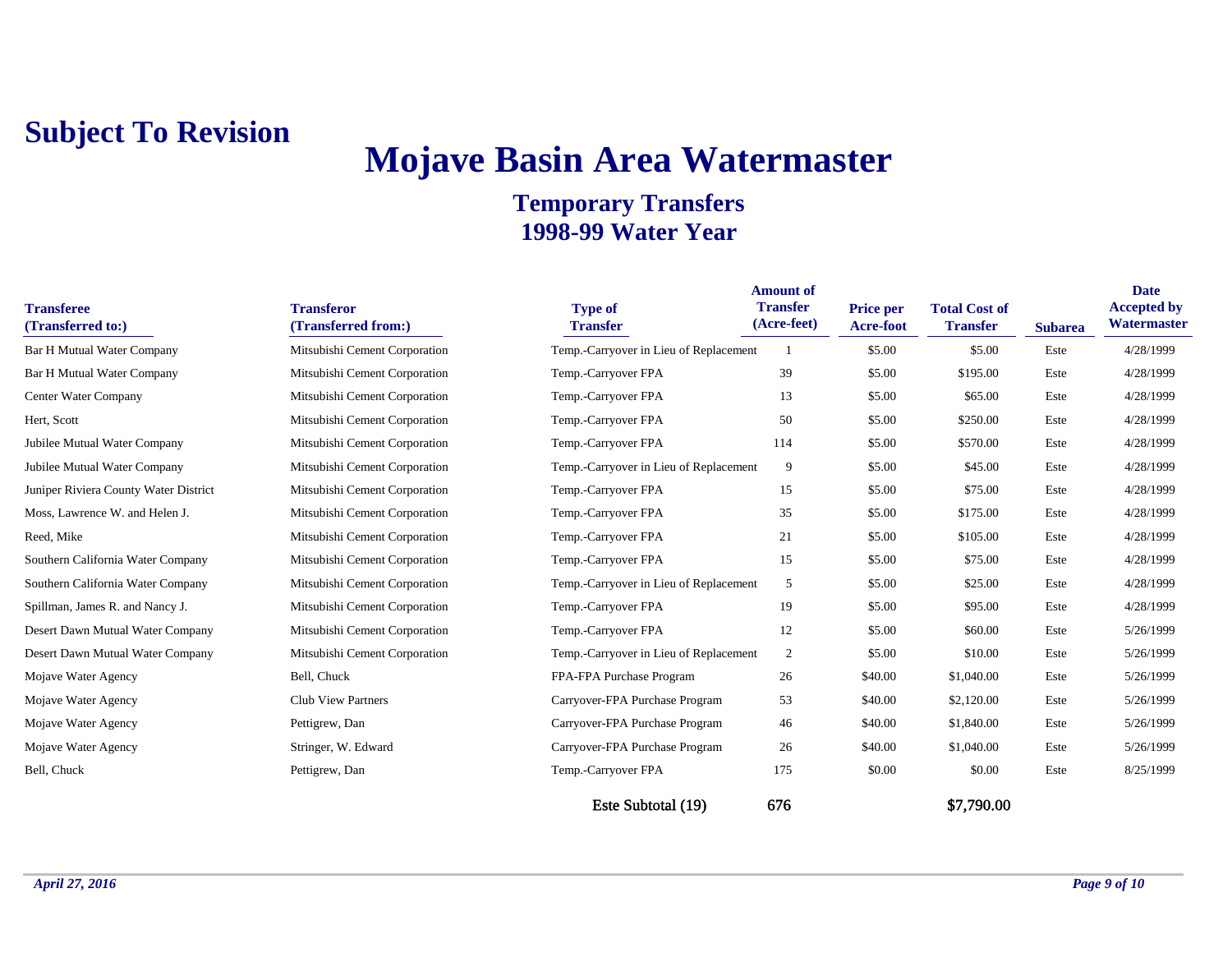**Subject To Revision**

# Mojave Basin Area Watermaster

## Temporary Transfers
## 1998-99 Water Year

| Transferee (Transferred to:) | Transferor (Transferred from:) | Type of Transfer | Amount of Transfer (Acre-feet) | Price per Acre-foot | Total Cost of Transfer | Subarea | Date Accepted by Watermaster |
|---|---|---|---|---|---|---|---|
| Bar H Mutual Water Company | Mitsubishi Cement Corporation | Temp.-Carryover in Lieu of Replacement | 1 | $5.00 | $5.00 | Este | 4/28/1999 |
| Bar H Mutual Water Company | Mitsubishi Cement Corporation | Temp.-Carryover FPA | 39 | $5.00 | $195.00 | Este | 4/28/1999 |
| Center Water Company | Mitsubishi Cement Corporation | Temp.-Carryover FPA | 13 | $5.00 | $65.00 | Este | 4/28/1999 |
| Hert, Scott | Mitsubishi Cement Corporation | Temp.-Carryover FPA | 50 | $5.00 | $250.00 | Este | 4/28/1999 |
| Jubilee Mutual Water Company | Mitsubishi Cement Corporation | Temp.-Carryover FPA | 114 | $5.00 | $570.00 | Este | 4/28/1999 |
| Jubilee Mutual Water Company | Mitsubishi Cement Corporation | Temp.-Carryover in Lieu of Replacement | 9 | $5.00 | $45.00 | Este | 4/28/1999 |
| Juniper Riviera County Water District | Mitsubishi Cement Corporation | Temp.-Carryover FPA | 15 | $5.00 | $75.00 | Este | 4/28/1999 |
| Moss, Lawrence W. and Helen J. | Mitsubishi Cement Corporation | Temp.-Carryover FPA | 35 | $5.00 | $175.00 | Este | 4/28/1999 |
| Reed, Mike | Mitsubishi Cement Corporation | Temp.-Carryover FPA | 21 | $5.00 | $105.00 | Este | 4/28/1999 |
| Southern California Water Company | Mitsubishi Cement Corporation | Temp.-Carryover FPA | 15 | $5.00 | $75.00 | Este | 4/28/1999 |
| Southern California Water Company | Mitsubishi Cement Corporation | Temp.-Carryover in Lieu of Replacement | 5 | $5.00 | $25.00 | Este | 4/28/1999 |
| Spillman, James R. and Nancy J. | Mitsubishi Cement Corporation | Temp.-Carryover FPA | 19 | $5.00 | $95.00 | Este | 4/28/1999 |
| Desert Dawn Mutual Water Company | Mitsubishi Cement Corporation | Temp.-Carryover FPA | 12 | $5.00 | $60.00 | Este | 5/26/1999 |
| Desert Dawn Mutual Water Company | Mitsubishi Cement Corporation | Temp.-Carryover in Lieu of Replacement | 2 | $5.00 | $10.00 | Este | 5/26/1999 |
| Mojave Water Agency | Bell, Chuck | FPA-FPA Purchase Program | 26 | $40.00 | $1,040.00 | Este | 5/26/1999 |
| Mojave Water Agency | Club View Partners | Carryover-FPA Purchase Program | 53 | $40.00 | $2,120.00 | Este | 5/26/1999 |
| Mojave Water Agency | Pettigrew, Dan | Carryover-FPA Purchase Program | 46 | $40.00 | $1,840.00 | Este | 5/26/1999 |
| Mojave Water Agency | Stringer, W. Edward | Carryover-FPA Purchase Program | 26 | $40.00 | $1,040.00 | Este | 5/26/1999 |
| Bell, Chuck | Pettigrew, Dan | Temp.-Carryover FPA | 175 | $0.00 | $0.00 | Este | 8/25/1999 |
| | | Este Subtotal (19) | 676 | | $7,790.00 | | |

*April 27, 2016*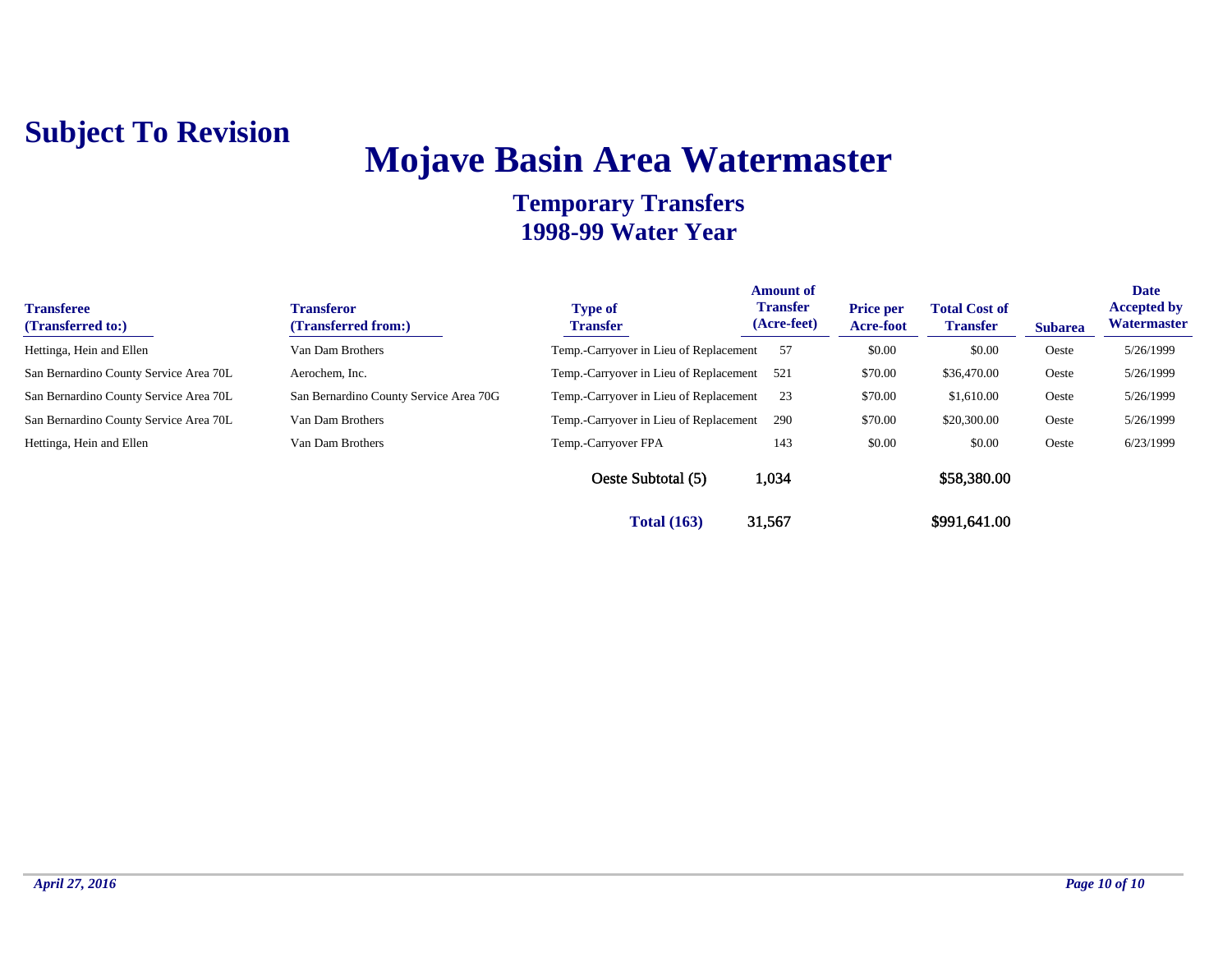**Subject To Revision**

# Mojave Basin Area Watermaster

## Temporary Transfers
## 1998-99 Water Year

| Transferee (Transferred to:) | Transferor (Transferred from:) | Type of Transfer | Amount of Transfer (Acre-feet) | Price per Acre-foot | Total Cost of Transfer | Subarea | Date Accepted by Watermaster |
|---|---|---|---|---|---|---|---|
| Hettinga, Hein and Ellen | Van Dam Brothers | Temp.-Carryover in Lieu of Replacement | 57 | $0.00 | $0.00 | Oeste | 5/26/1999 |
| San Bernardino County Service Area 70L | Aerochem, Inc. | Temp.-Carryover in Lieu of Replacement | 521 | $70.00 | $36,470.00 | Oeste | 5/26/1999 |
| San Bernardino County Service Area 70L | San Bernardino County Service Area 70G | Temp.-Carryover in Lieu of Replacement | 23 | $70.00 | $1,610.00 | Oeste | 5/26/1999 |
| San Bernardino County Service Area 70L | Van Dam Brothers | Temp.-Carryover in Lieu of Replacement | 290 | $70.00 | $20,300.00 | Oeste | 5/26/1999 |
| Hettinga, Hein and Ellen | Van Dam Brothers | Temp.-Carryover FPA | 143 | $0.00 | $0.00 | Oeste | 6/23/1999 |
| | | Oeste Subtotal (5) | 1,034 | | $58,380.00 | | |
| | | **Total (163)** | 31,567 | | $991,641.00 | | |

*April 27, 2016*